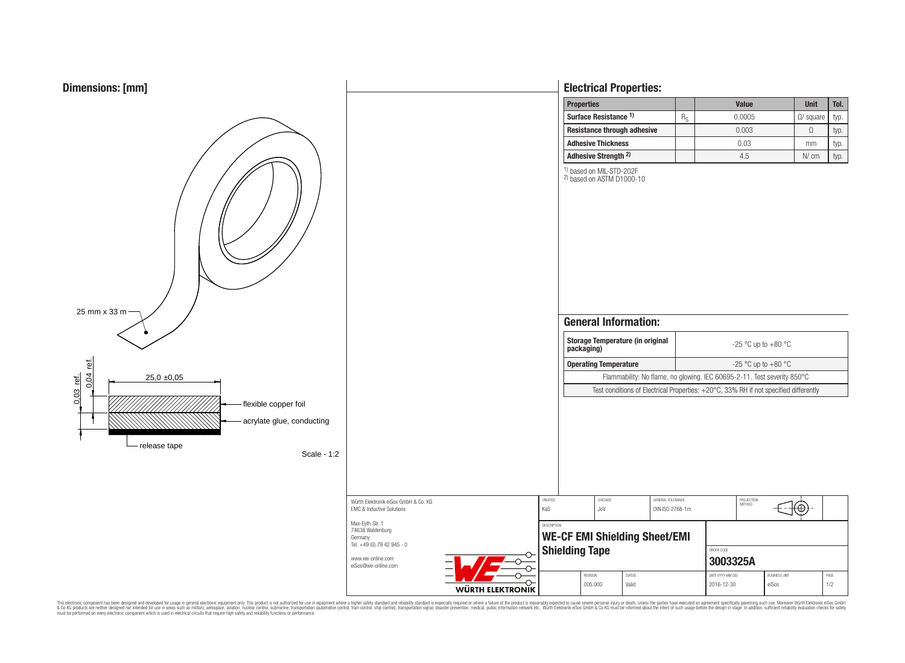## Dimensions: [mm]

25 mm x 33 m

25,0 ±0,05

0,03 ref.

0,04 ref.

- flexible copper foil
- acrylate glue, conducting
- release tape

Scale - 1:2

## Electrical Properties:

| Properties | | Value | Unit | Tol. |
|---|---|---|---|---|
| Surface Resistance 1) | $R_S$ | 0.0005 | Ω/ square | typ. |
| Resistance through adhesive | | 0.003 | Ω | typ. |
| Adhesive Thickness | | 0.03 | mm | typ. |
| Adhesive Strength 2) | | 4.5 | N/ cm | typ. |

1) based on MIL-STD-202F
2) based on ASTM D1000-10

## General Information:

| Storage Temperature (in original packaging) | -25 °C up to +80 °C |
|---|---|
| Operating Temperature | -25 °C up to +80 °C |
| Flammability: No flame, no glowing. IEC 60695-2-11. Test severity 850°C | |
| Test conditions of Electrical Properties: +20°C, 33% RH if not specified differently | |

Würth Elektronik eiSos GmbH & Co. KG
EMC & Inductive Solutions

Max-Eyth-Str. 1
74638 Waldenburg
Germany
Tel. +49 (0) 79 42 945 - 0

www.we-online.com
eiSos@we-online.com

WÜRTH ELEKTRONIK

| CREATED | CHECKED | GENERAL TOLERANCE | PROJECTION METHOD |
|---|---|---|---|
| KaS | JoV | DIN ISO 2768-1m | |

DESCRIPTION
**WE-CF EMI Shielding Sheet/EMI Shielding Tape**

ORDER CODE
**3003325A**

| REVISION | STATUS | DATE (YYYY-MM-DD) | BUSINESS UNIT | PAGE |
|---|---|---|---|---|
| 005.000 | Valid | 2016-12-30 | eiSos | 1/2 |

This electronic component has been designed and developed for usage in general electronic equipment only. This product is not authorized for use in equipment where a higher safety standard and reliability standard is especially required or where a failure of the product is reasonably expected to cause severe personal injury or death, unless the parties have executed an agreement specifically governing such use. Moreover Würth Elektronik eiSos GmbH & Co KG products are neither designed nor intended for use in areas such as military, aerospace, aviation, nuclear control, submarine, transportation (automotive control, train control, ship control), transportation signal, disaster prevention, medical, public information network etc.. Würth Elektronik eiSos GmbH & Co KG must be informed about the intent of such usage before the design-in stage. In addition, sufficient reliability evaluation checks for safety must be performed on every electronic component which is used in electrical circuits that require high safety and reliability functions or performance.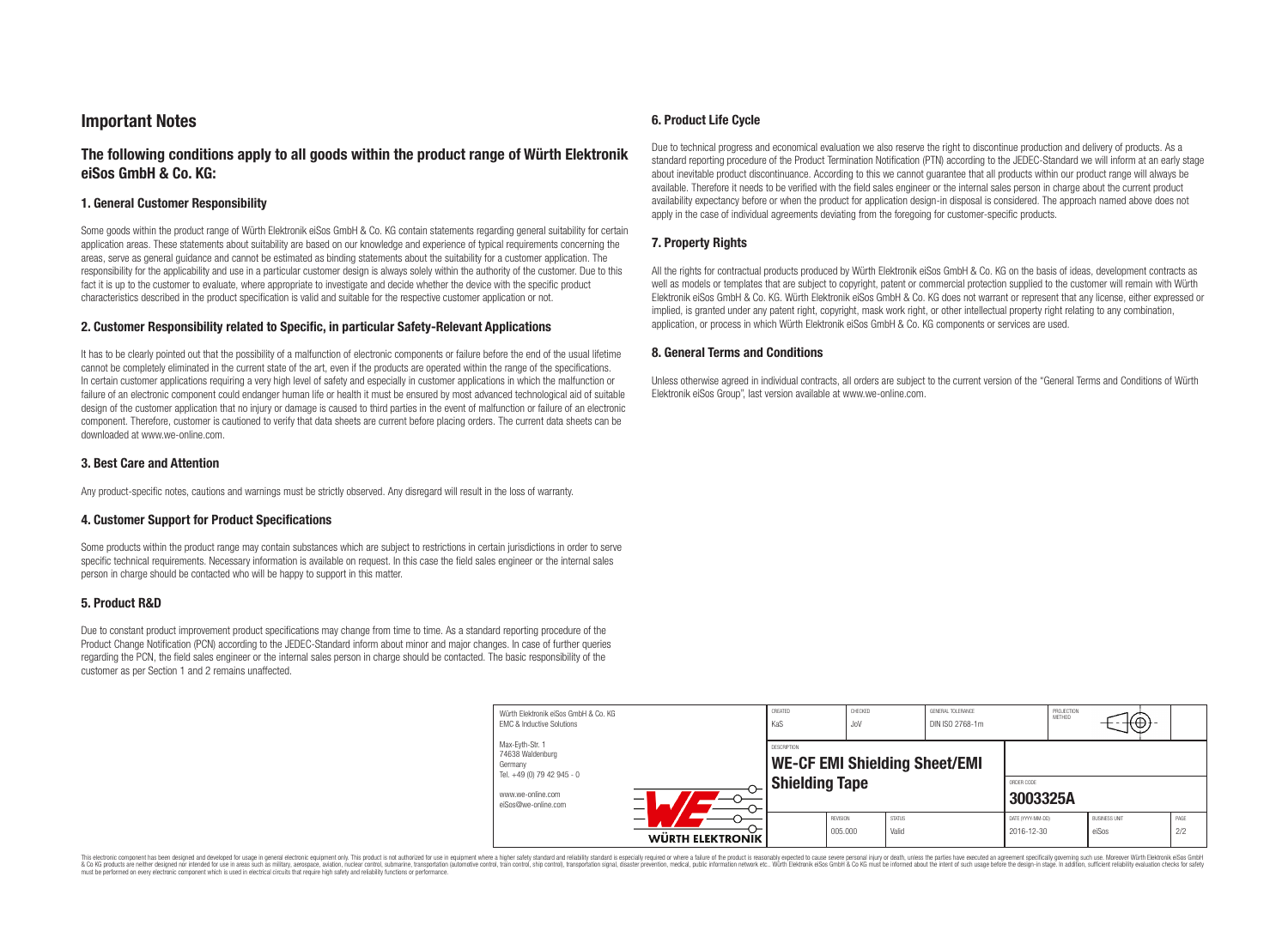# Important Notes

## The following conditions apply to all goods within the product range of Würth Elektronik eiSos GmbH & Co. KG:

### 1. General Customer Responsibility

Some goods within the product range of Würth Elektronik eiSos GmbH & Co. KG contain statements regarding general suitability for certain application areas. These statements about suitability are based on our knowledge and experience of typical requirements concerning the areas, serve as general guidance and cannot be estimated as binding statements about the suitability for a customer application. The responsibility for the applicability and use in a particular customer design is always solely within the authority of the customer. Due to this fact it is up to the customer to evaluate, where appropriate to investigate and decide whether the device with the specific product characteristics described in the product specification is valid and suitable for the respective customer application or not.

### 2. Customer Responsibility related to Specific, in particular Safety-Relevant Applications

It has to be clearly pointed out that the possibility of a malfunction of electronic components or failure before the end of the usual lifetime cannot be completely eliminated in the current state of the art, even if the products are operated within the range of the specifications. In certain customer applications requiring a very high level of safety and especially in customer applications in which the malfunction or failure of an electronic component could endanger human life or health it must be ensured by most advanced technological aid of suitable design of the customer application that no injury or damage is caused to third parties in the event of malfunction or failure of an electronic component. Therefore, customer is cautioned to verify that data sheets are current before placing orders. The current data sheets can be downloaded at www.we-online.com.

### 3. Best Care and Attention

Any product-specific notes, cautions and warnings must be strictly observed. Any disregard will result in the loss of warranty.

### 4. Customer Support for Product Specifications

Some products within the product range may contain substances which are subject to restrictions in certain jurisdictions in order to serve specific technical requirements. Necessary information is available on request. In this case the field sales engineer or the internal sales person in charge should be contacted who will be happy to support in this matter.

### 5. Product R&D

Due to constant product improvement product specifications may change from time to time. As a standard reporting procedure of the Product Change Notification (PCN) according to the JEDEC-Standard inform about minor and major changes. In case of further queries regarding the PCN, the field sales engineer or the internal sales person in charge should be contacted. The basic responsibility of the customer as per Section 1 and 2 remains unaffected.

### 6. Product Life Cycle

Due to technical progress and economical evaluation we also reserve the right to discontinue production and delivery of products. As a standard reporting procedure of the Product Termination Notification (PTN) according to the JEDEC-Standard we will inform at an early stage about inevitable product discontinuance. According to this we cannot guarantee that all products within our product range will always be available. Therefore it needs to be verified with the field sales engineer or the internal sales person in charge about the current product availability expectancy before or when the product for application design-in disposal is considered. The approach named above does not apply in the case of individual agreements deviating from the foregoing for customer-specific products.

### 7. Property Rights

All the rights for contractual products produced by Würth Elektronik eiSos GmbH & Co. KG on the basis of ideas, development contracts as well as models or templates that are subject to copyright, patent or commercial protection supplied to the customer will remain with Würth Elektronik eiSos GmbH & Co. KG. Würth Elektronik eiSos GmbH & Co. KG does not warrant or represent that any license, either expressed or implied, is granted under any patent right, copyright, mask work right, or other intellectual property right relating to any combination, application, or process in which Würth Elektronik eiSos GmbH & Co. KG components or services are used.

### 8. General Terms and Conditions

Unless otherwise agreed in individual contracts, all orders are subject to the current version of the "General Terms and Conditions of Würth Elektronik eiSos Group", last version available at www.we-online.com.

| | | | | | | |
|---|---|---|---|---|---|---|
| Würth Elektronik eiSos GmbH & Co. KG<br>EMC & Inductive Solutions<br>Max-Eyth-Str. 1<br>74638 Waldenburg<br>Germany<br>Tel. +49 (0) 79 42 945 - 0<br>www.we-online.com<br>eiSos@we-online.com<br>WÜRTH ELEKTRONIK | CREATED<br>KaS | CHECKED<br>JoV | GENERAL TOLERANCE<br>DIN ISO 2768-1m | | PROJECTION METHOD | |
| | DESCRIPTION<br>**WE-CF EMI Shielding Sheet/EMI Shielding Tape** | | | ORDER CODE<br>**3003325A** | | |
| | REVISION<br>005.000 | STATUS<br>Valid | | DATE (YYYY-MM-DD)<br>2016-12-30 | BUSINESS UNIT<br>eiSos | PAGE<br>2/2 |

This electronic component has been designed and developed for usage in general electronic equipment only. This product is not authorized for use in equipment where a higher safety standard and reliability standard is especially required or where a failure of the product is reasonably expected to cause severe personal injury or death, unless the parties have executed an agreement specifically governing such use. Moreover Würth Elektronik eiSos GmbH & Co KG products are neither designed nor intended for use in areas such as military, aerospace, aviation, nuclear control, submarine, transportation (automotive control, train control, ship control), transportation signal, disaster prevention, medical, public information network etc.. Würth Elektronik eiSos GmbH & Co KG must be informed about the intent of such usage before the design-in stage. In addition, sufficient reliability evaluation checks for safety must be performed on every electronic component which is used in electrical circuits that require high safety and reliability functions or performance.